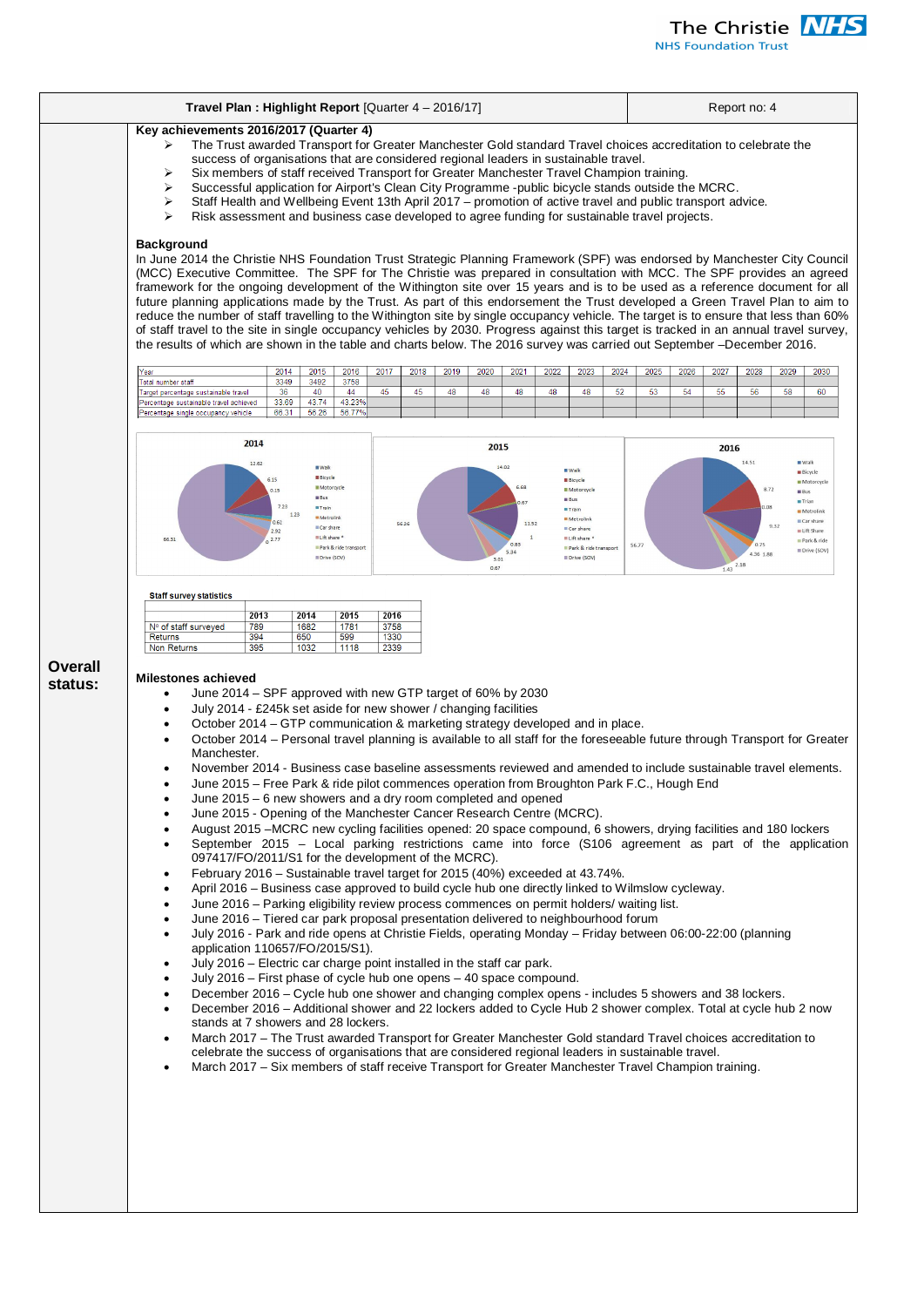| Travel Plan : Highlight Report [Quarter 4 – 2016/17] | Report no: 4 |
|---|---|

**Key achievements 2016/2017 (Quarter 4)**

- The Trust awarded Transport for Greater Manchester Gold standard Travel choices accreditation to celebrate the success of organisations that are considered regional leaders in sustainable travel.
- Six members of staff received Transport for Greater Manchester Travel Champion training.
- Successful application for Airport's Clean City Programme -public bicycle stands outside the MCRC.
- Staff Health and Wellbeing Event 13th April 2017 – promotion of active travel and public transport advice.
- Risk assessment and business case developed to agree funding for sustainable travel projects.

**Background**

In June 2014 the Christie NHS Foundation Trust Strategic Planning Framework (SPF) was endorsed by Manchester City Council (MCC) Executive Committee. The SPF for The Christie was prepared in consultation with MCC. The SPF provides an agreed framework for the ongoing development of the Withington site over 15 years and is to be used as a reference document for all future planning applications made by the Trust. As part of this endorsement the Trust developed a Green Travel Plan to aim to reduce the number of staff travelling to the Withington site by single occupancy vehicle. The target is to ensure that less than 60% of staff travel to the site in single occupancy vehicles by 2030. Progress against this target is tracked in an annual travel survey, the results of which are shown in the table and charts below. The 2016 survey was carried out September –December 2016.

| Year | 2014 | 2015 | 2016 | 2017 | 2018 | 2019 | 2020 | 2021 | 2022 | 2023 | 2024 | 2025 | 2026 | 2027 | 2028 | 2029 | 2030 |
|---|---|---|---|---|---|---|---|---|---|---|---|---|---|---|---|---|---|
| Total number staff | 3349 | 3492 | 3758 | | | | | | | | | | | | | | |
| Target percentage sustainable travel | 36 | 40 | 44 | 45 | 45 | 48 | 48 | 48 | 48 | 48 | 52 | 53 | 54 | 55 | 56 | 58 | 60 |
| Percentage sustainable travel achieved | 33.69 | 43.74 | 43.23% | | | | | | | | | | | | | | |
| Percentage single occupancy vehicle | 66.31 | 56.26 | 56.77% | | | | | | | | | | | | | | |

**Staff survey statistics**

| | 2013 | 2014 | 2015 | 2016 |
|---|---|---|---|---|
| Nº of staff surveyed | 789 | 1682 | 1781 | 3758 |
| Returns | 394 | 650 | 599 | 1330 |
| Non Returns | 395 | 1032 | 1118 | 2339 |

**Overall status:**

**Milestones achieved**

- June 2014 – SPF approved with new GTP target of 60% by 2030
- July 2014 - £245k set aside for new shower / changing facilities
- October 2014 – GTP communication & marketing strategy developed and in place.
- October 2014 – Personal travel planning is available to all staff for the foreseeable future through Transport for Greater Manchester.
- November 2014 - Business case baseline assessments reviewed and amended to include sustainable travel elements.
- June 2015 – Free Park & ride pilot commences operation from Broughton Park F.C., Hough End
- June 2015 – 6 new showers and a dry room completed and opened
- June 2015 - Opening of the Manchester Cancer Research Centre (MCRC).
- August 2015 –MCRC new cycling facilities opened: 20 space compound, 6 showers, drying facilities and 180 lockers
- September 2015 – Local parking restrictions came into force (S106 agreement as part of the application 097417/FO/2011/S1 for the development of the MCRC).
- February 2016 – Sustainable travel target for 2015 (40%) exceeded at 43.74%.
- April 2016 – Business case approved to build cycle hub one directly linked to Wilmslow cycleway.
- June 2016 – Parking eligibility review process commences on permit holders/ waiting list.
- June 2016 – Tiered car park proposal presentation delivered to neighbourhood forum
- July 2016 - Park and ride opens at Christie Fields, operating Monday – Friday between 06:00-22:00 (planning application 110657/FO/2015/S1).
- July 2016 – Electric car charge point installed in the staff car park.
- July 2016 – First phase of cycle hub one opens – 40 space compound.
- December 2016 – Cycle hub one shower and changing complex opens - includes 5 showers and 38 lockers.
- December 2016 – Additional shower and 22 lockers added to Cycle Hub 2 shower complex. Total at cycle hub 2 now stands at 7 showers and 28 lockers.
- March 2017 – The Trust awarded Transport for Greater Manchester Gold standard Travel choices accreditation to celebrate the success of organisations that are considered regional leaders in sustainable travel.
- March 2017 – Six members of staff receive Transport for Greater Manchester Travel Champion training.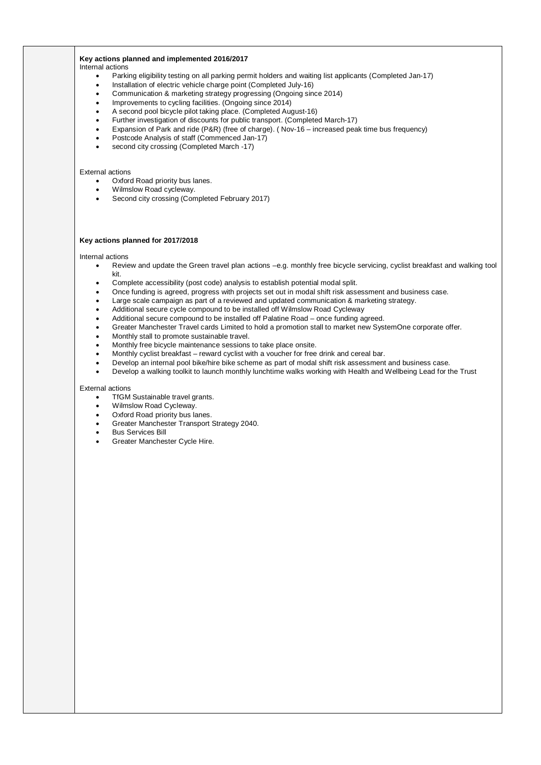**Key actions planned and implemented 2016/2017**

Internal actions

- Parking eligibility testing on all parking permit holders and waiting list applicants (Completed Jan-17)
- Installation of electric vehicle charge point (Completed July-16)
- Communication & marketing strategy progressing (Ongoing since 2014)
- Improvements to cycling facilities. (Ongoing since 2014)
- A second pool bicycle pilot taking place. (Completed August-16)
- Further investigation of discounts for public transport. (Completed March-17)
- Expansion of Park and ride (P&R) (free of charge). ( Nov-16 – increased peak time bus frequency)
- Postcode Analysis of staff (Commenced Jan-17)
- second city crossing (Completed March -17)

External actions

- Oxford Road priority bus lanes.
- Wilmslow Road cycleway.
- Second city crossing (Completed February 2017)

**Key actions planned for 2017/2018**

Internal actions

- Review and update the Green travel plan actions –e.g. monthly free bicycle servicing, cyclist breakfast and walking tool kit.
- Complete accessibility (post code) analysis to establish potential modal split.
- Once funding is agreed, progress with projects set out in modal shift risk assessment and business case.
- Large scale campaign as part of a reviewed and updated communication & marketing strategy.
- Additional secure cycle compound to be installed off Wilmslow Road Cycleway
- Additional secure compound to be installed off Palatine Road – once funding agreed.
- Greater Manchester Travel cards Limited to hold a promotion stall to market new SystemOne corporate offer.
- Monthly stall to promote sustainable travel.
- Monthly free bicycle maintenance sessions to take place onsite.
- Monthly cyclist breakfast – reward cyclist with a voucher for free drink and cereal bar.
- Develop an internal pool bike/hire bike scheme as part of modal shift risk assessment and business case.
- Develop a walking toolkit to launch monthly lunchtime walks working with Health and Wellbeing Lead for the Trust

External actions

- TfGM Sustainable travel grants.
- Wilmslow Road Cycleway.
- Oxford Road priority bus lanes.
- Greater Manchester Transport Strategy 2040.
- Bus Services Bill
- Greater Manchester Cycle Hire.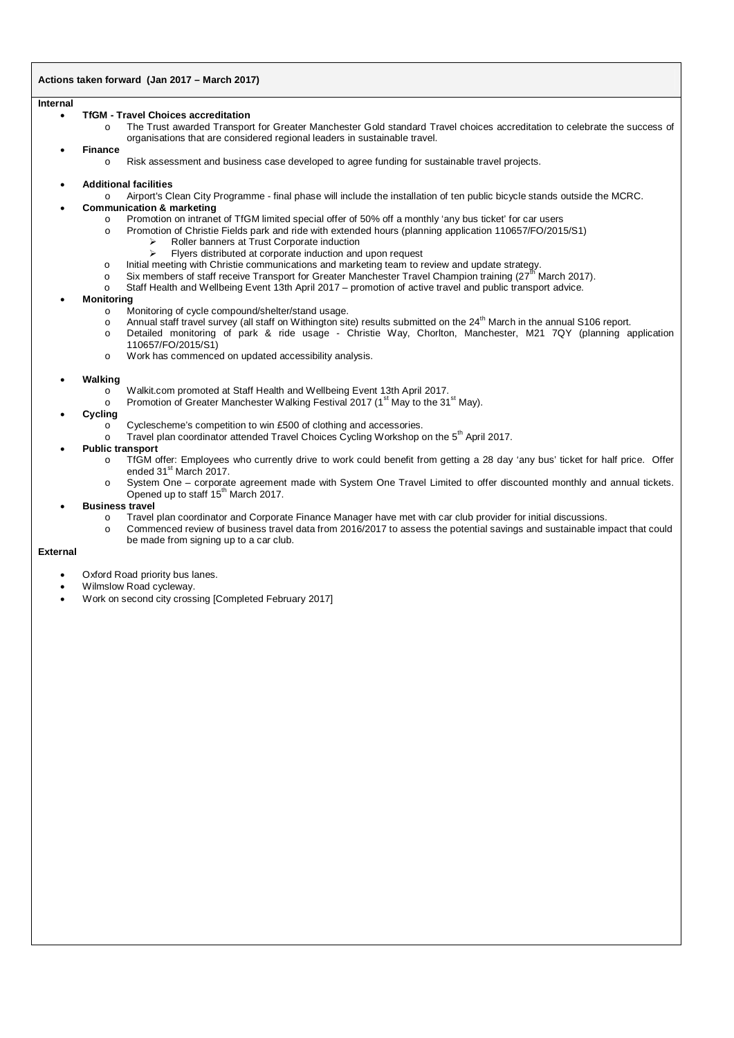**Actions taken forward (Jan 2017 – March 2017)**

**Internal**

- **TfGM - Travel Choices accreditation**
  - The Trust awarded Transport for Greater Manchester Gold standard Travel choices accreditation to celebrate the success of organisations that are considered regional leaders in sustainable travel.
- **Finance**
  - Risk assessment and business case developed to agree funding for sustainable travel projects.
- **Additional facilities**
  - Airport's Clean City Programme - final phase will include the installation of ten public bicycle stands outside the MCRC.
- **Communication & marketing**
  - Promotion on intranet of TfGM limited special offer of 50% off a monthly 'any bus ticket' for car users
  - Promotion of Christie Fields park and ride with extended hours (planning application 110657/FO/2015/S1)
    - Roller banners at Trust Corporate induction
    - Flyers distributed at corporate induction and upon request
  - Initial meeting with Christie communications and marketing team to review and update strategy.
  - Six members of staff receive Transport for Greater Manchester Travel Champion training (27th March 2017).
  - Staff Health and Wellbeing Event 13th April 2017 – promotion of active travel and public transport advice.
- **Monitoring**
  - Monitoring of cycle compound/shelter/stand usage.
  - Annual staff travel survey (all staff on Withington site) results submitted on the 24th March in the annual S106 report.
  - Detailed monitoring of park & ride usage - Christie Way, Chorlton, Manchester, M21 7QY (planning application 110657/FO/2015/S1)
  - Work has commenced on updated accessibility analysis.
- **Walking**
  - Walkit.com promoted at Staff Health and Wellbeing Event 13th April 2017.
  - Promotion of Greater Manchester Walking Festival 2017 (1st May to the 31st May).
- **Cycling**
  - Cyclescheme's competition to win £500 of clothing and accessories.
  - Travel plan coordinator attended Travel Choices Cycling Workshop on the 5th April 2017.
- **Public transport**
  - TfGM offer: Employees who currently drive to work could benefit from getting a 28 day 'any bus' ticket for half price. Offer ended 31st March 2017.
  - System One – corporate agreement made with System One Travel Limited to offer discounted monthly and annual tickets. Opened up to staff 15th March 2017.
- **Business travel**
  - Travel plan coordinator and Corporate Finance Manager have met with car club provider for initial discussions.
  - Commenced review of business travel data from 2016/2017 to assess the potential savings and sustainable impact that could be made from signing up to a car club.

**External**

- Oxford Road priority bus lanes.
- Wilmslow Road cycleway.
- Work on second city crossing [Completed February 2017]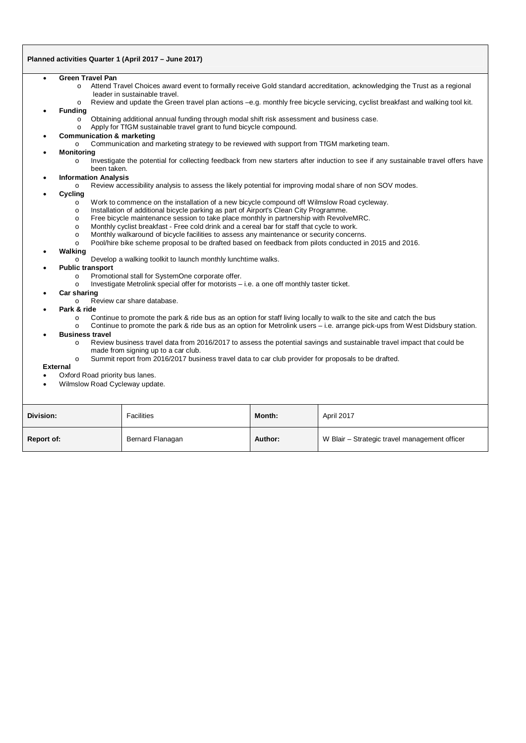**Planned activities Quarter 1 (April 2017 – June 2017)**

- **Green Travel Pan**
  - Attend Travel Choices award event to formally receive Gold standard accreditation, acknowledging the Trust as a regional leader in sustainable travel.
  - Review and update the Green travel plan actions –e.g. monthly free bicycle servicing, cyclist breakfast and walking tool kit.
- **Funding**
  - Obtaining additional annual funding through modal shift risk assessment and business case.
  - Apply for TfGM sustainable travel grant to fund bicycle compound.
- **Communication & marketing**
  - Communication and marketing strategy to be reviewed with support from TfGM marketing team.
- **Monitoring**
  - Investigate the potential for collecting feedback from new starters after induction to see if any sustainable travel offers have been taken.
- **Information Analysis**
  - Review accessibility analysis to assess the likely potential for improving modal share of non SOV modes.
- **Cycling**
  - Work to commence on the installation of a new bicycle compound off Wilmslow Road cycleway.
  - Installation of additional bicycle parking as part of Airport's Clean City Programme.
  - Free bicycle maintenance session to take place monthly in partnership with RevolveMRC.
  - Monthly cyclist breakfast - Free cold drink and a cereal bar for staff that cycle to work.
  - Monthly walkaround of bicycle facilities to assess any maintenance or security concerns.
  - Pool/hire bike scheme proposal to be drafted based on feedback from pilots conducted in 2015 and 2016.
- **Walking**
  - Develop a walking toolkit to launch monthly lunchtime walks.
- **Public transport**
  - Promotional stall for SystemOne corporate offer.
  - Investigate Metrolink special offer for motorists – i.e. a one off monthly taster ticket.
- **Car sharing**
  - Review car share database.
- **Park & ride**
  - Continue to promote the park & ride bus as an option for staff living locally to walk to the site and catch the bus
  - Continue to promote the park & ride bus as an option for Metrolink users – i.e. arrange pick-ups from West Didsbury station.
- **Business travel**
  - Review business travel data from 2016/2017 to assess the potential savings and sustainable travel impact that could be made from signing up to a car club.
  - Summit report from 2016/2017 business travel data to car club provider for proposals to be drafted.

**External**

- Oxford Road priority bus lanes.
- Wilmslow Road Cycleway update.

| | | | |
|---|---|---|---|
| **Division:** | Facilities | **Month:** | April 2017 |
| **Report of:** | Bernard Flanagan | **Author:** | W Blair – Strategic travel management officer |